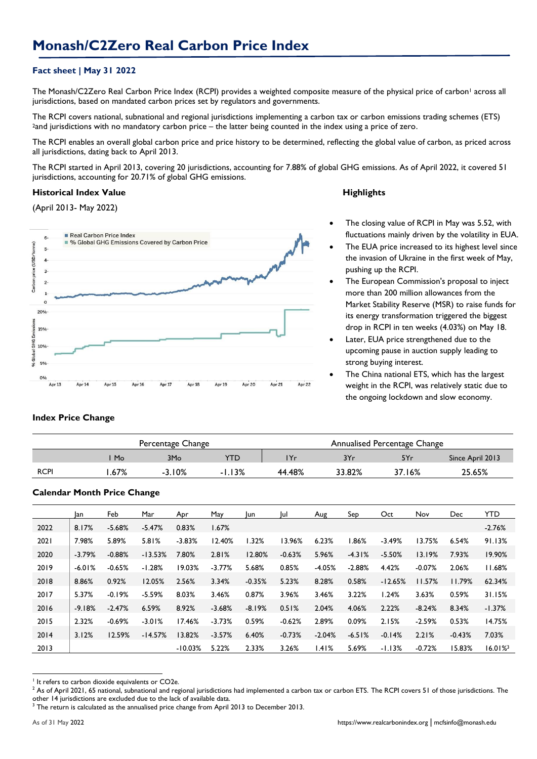# Monash/C2Zero Real Carbon Price Index

### Fact sheet | May 31 2022

The Monash/C2Zero Real Carbon Price Index (RCPI) provides a weighted composite measure of the physical price of carbon[1] across all jurisdictions, based on mandated carbon prices set by regulators and governments.

The RCPI covers national, subnational and regional jurisdictions implementing a carbon tax or carbon emissions trading schemes (ETS) [2]and jurisdictions with no mandatory carbon price – the latter being counted in the index using a price of zero.

The RCPI enables an overall global carbon price and price history to be determined, reflecting the global value of carbon, as priced across all jurisdictions, dating back to April 2013.

The RCPI started in April 2013, covering 20 jurisdictions, accounting for 7.88% of global GHG emissions. As of April 2022, it covered 51 jurisdictions, accounting for 20.71% of global GHG emissions.

### Historical Index Value

(April 2013- May 2022)

### Highlights

- The closing value of RCPI in May was 5.52, with fluctuations mainly driven by the volatility in EUA.
- The EUA price increased to its highest level since the invasion of Ukraine in the first week of May, pushing up the RCPI.
- The European Commission's proposal to inject more than 200 million allowances from the Market Stability Reserve (MSR) to raise funds for its energy transformation triggered the biggest drop in RCPI in ten weeks (4.03%) on May 18.
- Later, EUA price strengthened due to the upcoming pause in auction supply leading to strong buying interest.
- The China national ETS, which has the largest weight in the RCPI, was relatively static due to the ongoing lockdown and slow economy.

### Index Price Change

| | Percentage Change | | | Annualised Percentage Change | | | |
|---|---|---|---|---|---|---|---|
| | 1 Mo | 3Mo | YTD | 1Yr | 3Yr | 5Yr | Since April 2013 |
| RCPI | 1.67% | -3.10% | -1.13% | 44.48% | 33.82% | 37.16% | 25.65% |

### Calendar Month Price Change

| | Jan | Feb | Mar | Apr | May | Jun | Jul | Aug | Sep | Oct | Nov | Dec | YTD |
|---|---|---|---|---|---|---|---|---|---|---|---|---|---|
| 2022 | 8.17% | -5.68% | -5.47% | 0.83% | 1.67% | | | | | | | | -2.76% |
| 2021 | 7.98% | 5.89% | 5.81% | -3.83% | 12.40% | 1.32% | 13.96% | 6.23% | 1.86% | -3.49% | 13.75% | 6.54% | 91.13% |
| 2020 | -3.79% | -0.88% | -13.53% | 7.80% | 2.81% | 12.80% | -0.63% | 5.96% | -4.31% | -5.50% | 13.19% | 7.93% | 19.90% |
| 2019 | -6.01% | -0.65% | -1.28% | 19.03% | -3.77% | 5.68% | 0.85% | -4.05% | -2.88% | 4.42% | -0.07% | 2.06% | 11.68% |
| 2018 | 8.86% | 0.92% | 12.05% | 2.56% | 3.34% | -0.35% | 5.23% | 8.28% | 0.58% | -12.65% | 11.57% | 11.79% | 62.34% |
| 2017 | 5.37% | -0.19% | -5.59% | 8.03% | 3.46% | 0.87% | 3.96% | 3.46% | 3.22% | 1.24% | 3.63% | 0.59% | 31.15% |
| 2016 | -9.18% | -2.47% | 6.59% | 8.92% | -3.68% | -8.19% | 0.51% | 2.04% | 4.06% | 2.22% | -8.24% | 8.34% | -1.37% |
| 2015 | 2.32% | -0.69% | -3.01% | 17.46% | -3.73% | 0.59% | -0.62% | 2.89% | 0.09% | 2.15% | -2.59% | 0.53% | 14.75% |
| 2014 | 3.12% | 12.59% | -14.57% | 13.82% | -3.57% | 6.40% | -0.73% | -2.04% | -6.51% | -0.14% | 2.21% | -0.43% | 7.03% |
| 2013 | | | | -10.03% | 5.22% | 2.33% | 3.26% | 1.41% | 5.69% | -1.13% | -0.72% | 15.83% | 16.01%[3] |

[1] It refers to carbon dioxide equivalents or CO2e.

[2] As of April 2021, 65 national, subnational and regional jurisdictions had implemented a carbon tax or carbon ETS. The RCPI covers 51 of those jurisdictions. The other 14 jurisdictions are excluded due to the lack of available data.

[3] The return is calculated as the annualised price change from April 2013 to December 2013.

As of 31 May 2022

https://www.realcarbonindex.org | mcfsinfo@monash.edu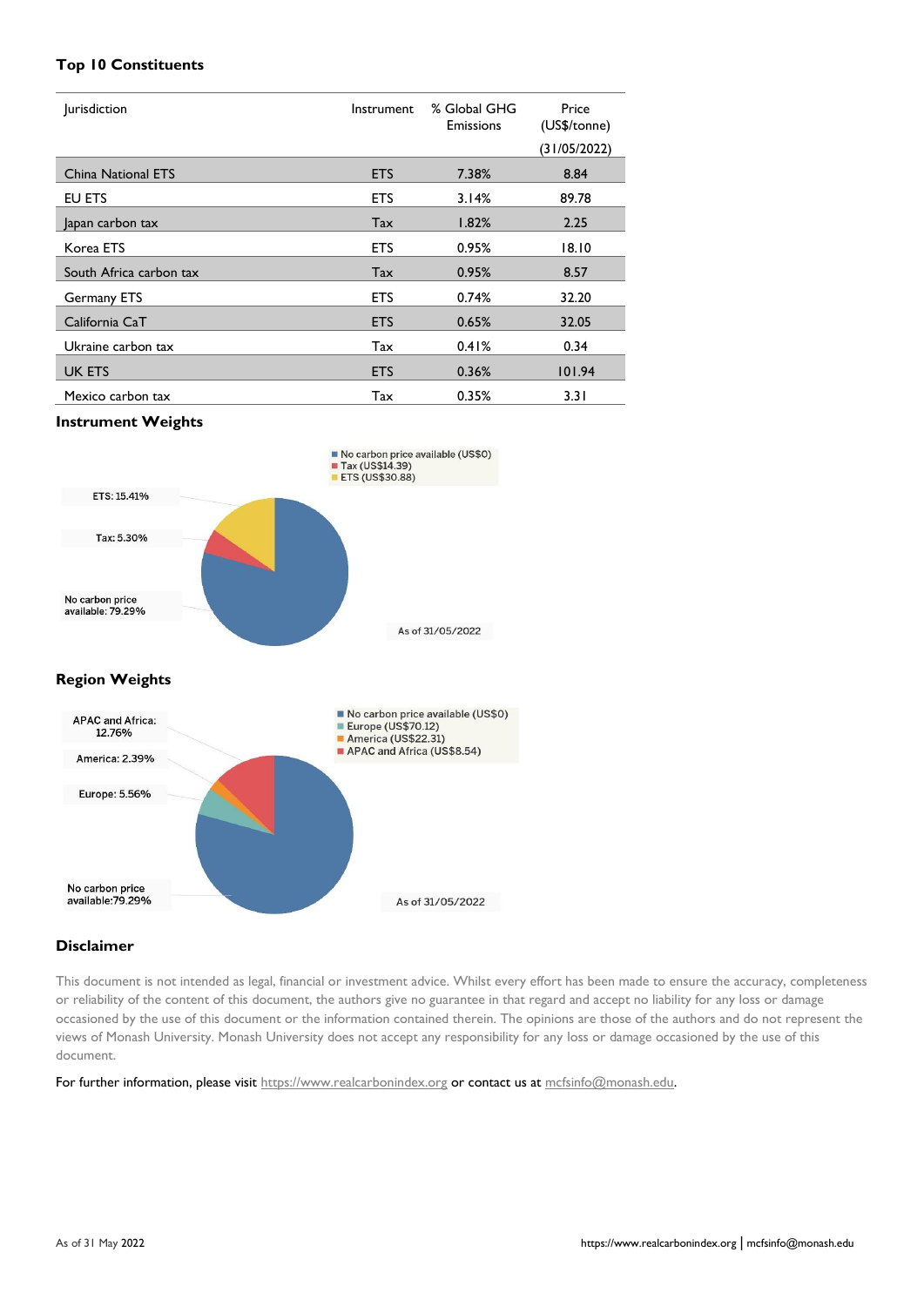### Top 10 Constituents

| Jurisdiction | Instrument | % Global GHG Emissions | Price (US$/tonne) (31/05/2022) |
|---|---|---|---|
| China National ETS | ETS | 7.38% | 8.84 |
| EU ETS | ETS | 3.14% | 89.78 |
| Japan carbon tax | Tax | 1.82% | 2.25 |
| Korea ETS | ETS | 0.95% | 18.10 |
| South Africa carbon tax | Tax | 0.95% | 8.57 |
| Germany ETS | ETS | 0.74% | 32.20 |
| California CaT | ETS | 0.65% | 32.05 |
| Ukraine carbon tax | Tax | 0.41% | 0.34 |
| UK ETS | ETS | 0.36% | 101.94 |
| Mexico carbon tax | Tax | 0.35% | 3.31 |

### Instrument Weights

No carbon price available (US$0)
Tax (US$14.39)
ETS (US$30.88)

ETS: 15.41%
Tax: 5.30%
No carbon price available: 79.29%

As of 31/05/2022

### Region Weights

No carbon price available (US$0)
Europe (US$70.12)
America (US$22.31)
APAC and Africa (US$8.54)

APAC and Africa: 12.76%
America: 2.39%
Europe: 5.56%
No carbon price available:79.29%

As of 31/05/2022

### Disclaimer

This document is not intended as legal, financial or investment advice. Whilst every effort has been made to ensure the accuracy, completeness or reliability of the content of this document, the authors give no guarantee in that regard and accept no liability for any loss or damage occasioned by the use of this document or the information contained therein. The opinions are those of the authors and do not represent the views of Monash University. Monash University does not accept any responsibility for any loss or damage occasioned by the use of this document.

For further information, please visit https://www.realcarbonindex.org or contact us at mcfsinfo@monash.edu.